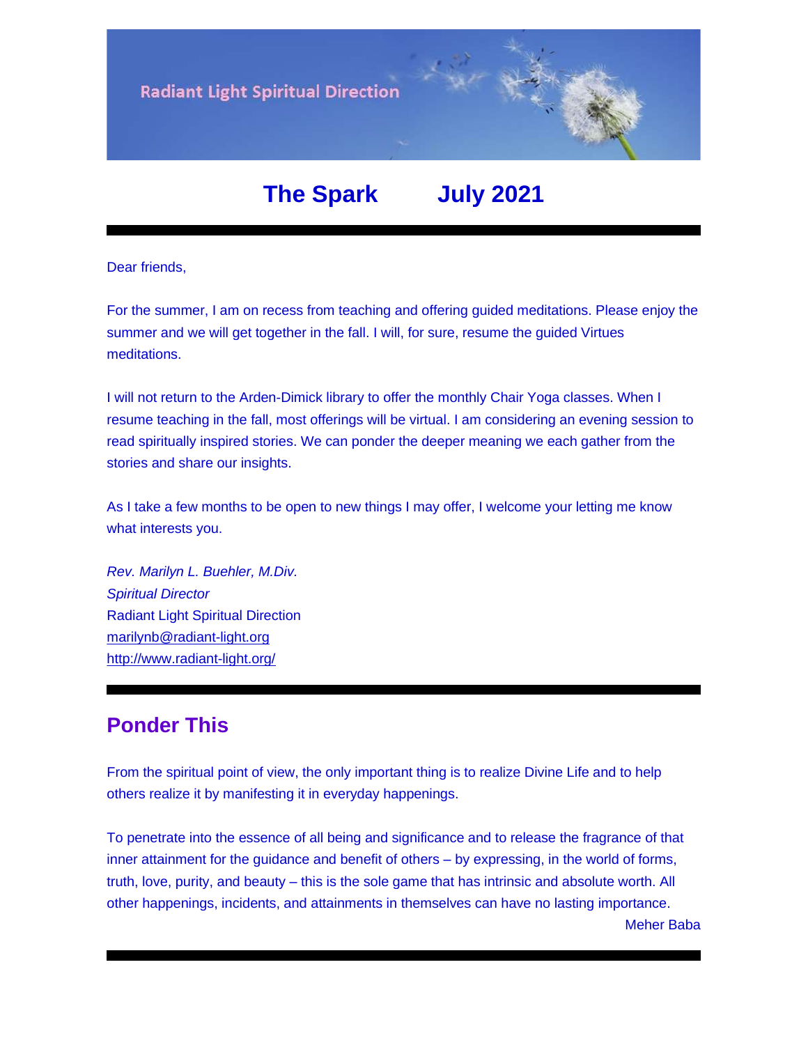Radiant Light Spiritual Direction

# The Spark July 2021

---

Dear friends,

For the summer, I am on recess from teaching and offering guided meditations. Please enjoy the summer and we will get together in the fall. I will, for sure, resume the guided Virtues meditations.

I will not return to the Arden-Dimick library to offer the monthly Chair Yoga classes. When I resume teaching in the fall, most offerings will be virtual. I am considering an evening session to read spiritually inspired stories. We can ponder the deeper meaning we each gather from the stories and share our insights.

As I take a few months to be open to new things I may offer, I welcome your letting me know what interests you.

*Rev. Marilyn L. Buehler, M.Div.*
*Spiritual Director*
Radiant Light Spiritual Direction
marilynb@radiant-light.org
http://www.radiant-light.org/

---

## Ponder This

From the spiritual point of view, the only important thing is to realize Divine Life and to help others realize it by manifesting it in everyday happenings.

To penetrate into the essence of all being and significance and to release the fragrance of that inner attainment for the guidance and benefit of others – by expressing, in the world of forms, truth, love, purity, and beauty – this is the sole game that has intrinsic and absolute worth. All other happenings, incidents, and attainments in themselves can have no lasting importance.

Meher Baba

---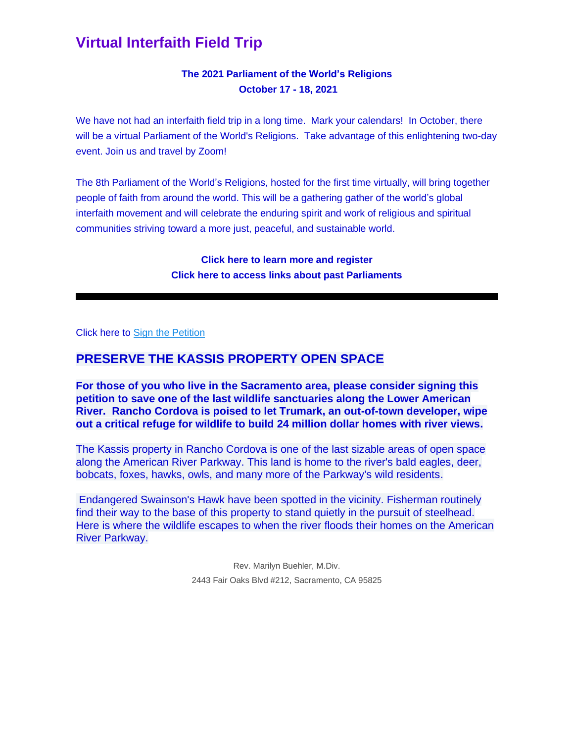## Virtual Interfaith Field Trip

**The 2021 Parliament of the World's Religions**
**October 17 - 18, 2021**

We have not had an interfaith field trip in a long time. Mark your calendars! In October, there will be a virtual Parliament of the World's Religions. Take advantage of this enlightening two-day event. Join us and travel by Zoom!

The 8th Parliament of the World's Religions, hosted for the first time virtually, will bring together people of faith from around the world. This will be a gathering gather of the world's global interfaith movement and will celebrate the enduring spirit and work of religious and spiritual communities striving toward a more just, peaceful, and sustainable world.

**Click here to learn more and register**
**Click here to access links about past Parliaments**

---

Click here to Sign the Petition

### PRESERVE THE KASSIS PROPERTY OPEN SPACE

**For those of you who live in the Sacramento area, please consider signing this petition to save one of the last wildlife sanctuaries along the Lower American River. Rancho Cordova is poised to let Trumark, an out-of-town developer, wipe out a critical refuge for wildlife to build 24 million dollar homes with river views.**

The Kassis property in Rancho Cordova is one of the last sizable areas of open space along the American River Parkway. This land is home to the river's bald eagles, deer, bobcats, foxes, hawks, owls, and many more of the Parkway's wild residents.

Endangered Swainson's Hawk have been spotted in the vicinity. Fisherman routinely find their way to the base of this property to stand quietly in the pursuit of steelhead. Here is where the wildlife escapes to when the river floods their homes on the American River Parkway.

Rev. Marilyn Buehler, M.Div.
2443 Fair Oaks Blvd #212, Sacramento, CA 95825